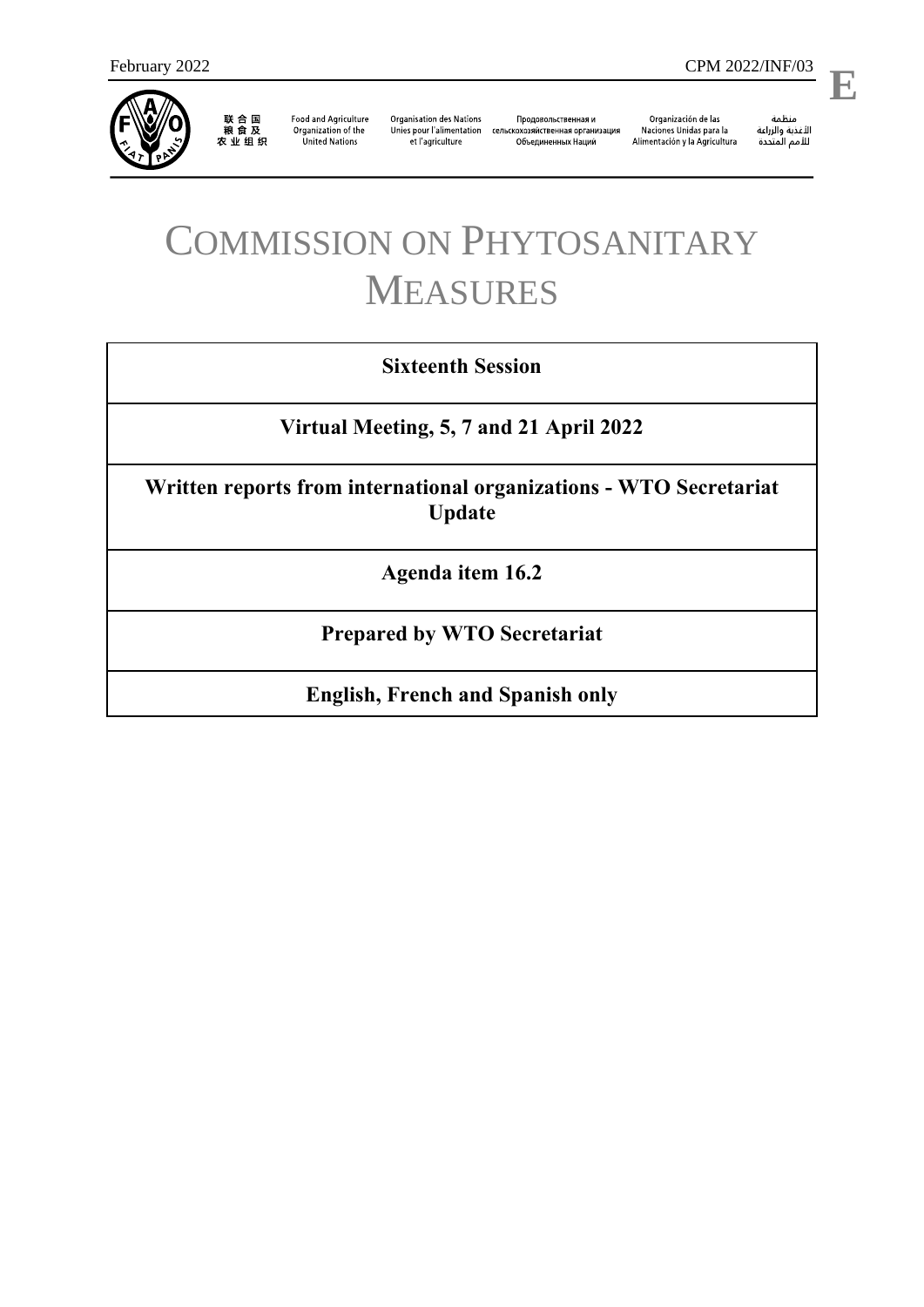February 2022 CPM 2022/INF/03

**E**

联合国粮食及农业组织 | Food and Agriculture Organization of the United Nations | Organisation des Nations Unies pour l'alimentation et l'agriculture | Продовольственная и сельскохозяйственная организация Объединенных Наций | Organización de las Naciones Unidas para la Alimentación y la Agricultura | منظمة الأغذية والزراعة للأمم المتحدة

# COMMISSION ON PHYTOSANITARY MEASURES

| **Sixteenth Session** |
|---|
| **Virtual Meeting, 5, 7 and 21 April 2022** |
| **Written reports from international organizations - WTO Secretariat Update** |
| **Agenda item 16.2** |
| **Prepared by WTO Secretariat** |
| **English, French and Spanish only** |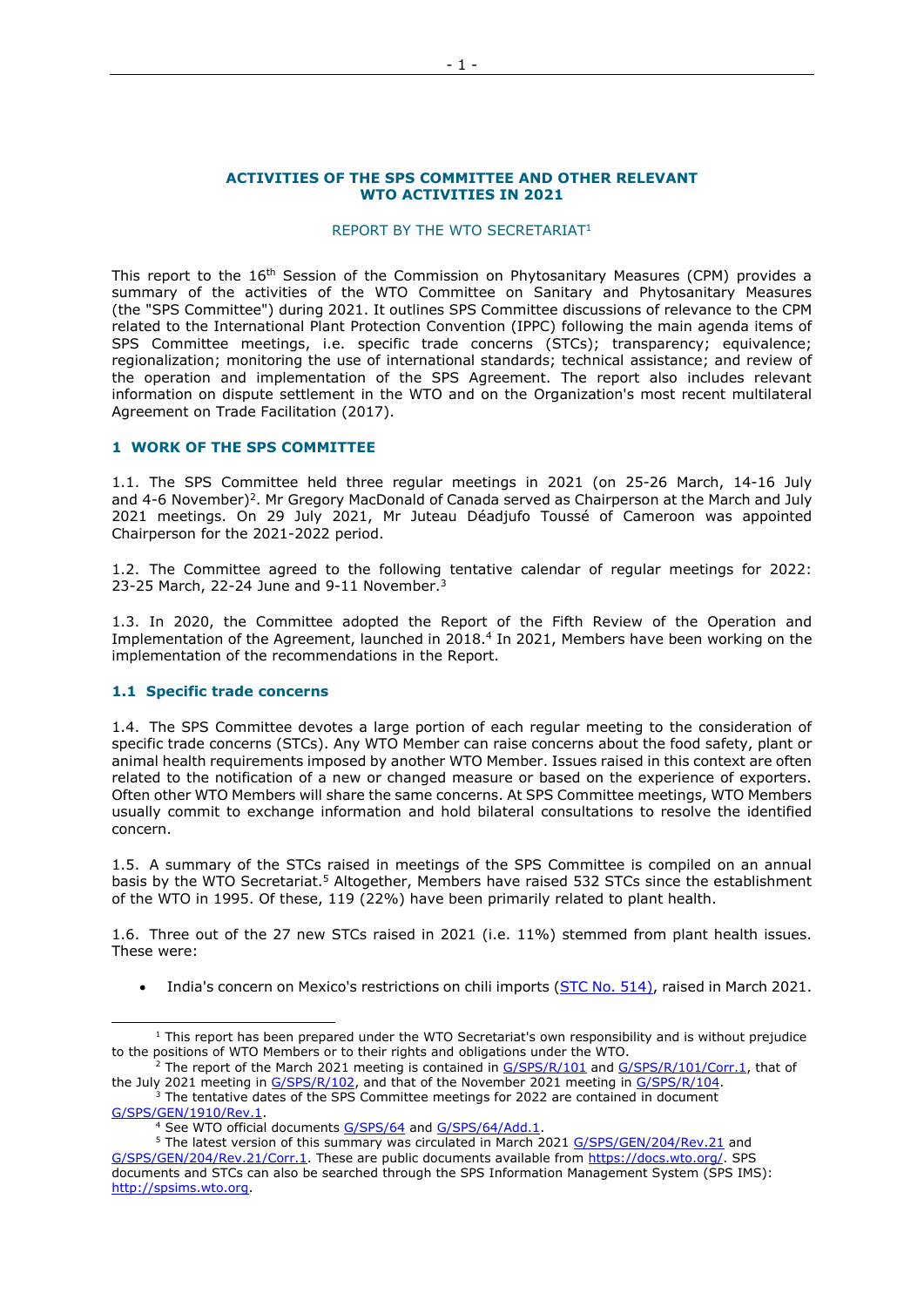**ACTIVITIES OF THE SPS COMMITTEE AND OTHER RELEVANT WTO ACTIVITIES IN 2021**

REPORT BY THE WTO SECRETARIAT[1]

This report to the 16th Session of the Commission on Phytosanitary Measures (CPM) provides a summary of the activities of the WTO Committee on Sanitary and Phytosanitary Measures (the "SPS Committee") during 2021. It outlines SPS Committee discussions of relevance to the CPM related to the International Plant Protection Convention (IPPC) following the main agenda items of SPS Committee meetings, i.e. specific trade concerns (STCs); transparency; equivalence; regionalization; monitoring the use of international standards; technical assistance; and review of the operation and implementation of the SPS Agreement. The report also includes relevant information on dispute settlement in the WTO and on the Organization's most recent multilateral Agreement on Trade Facilitation (2017).

## 1 WORK OF THE SPS COMMITTEE

1.1. The SPS Committee held three regular meetings in 2021 (on 25-26 March, 14-16 July and 4-6 November)[2]. Mr Gregory MacDonald of Canada served as Chairperson at the March and July 2021 meetings. On 29 July 2021, Mr Juteau Déadjufo Toussé of Cameroon was appointed Chairperson for the 2021-2022 period.

1.2. The Committee agreed to the following tentative calendar of regular meetings for 2022: 23-25 March, 22-24 June and 9-11 November.[3]

1.3. In 2020, the Committee adopted the Report of the Fifth Review of the Operation and Implementation of the Agreement, launched in 2018.[4] In 2021, Members have been working on the implementation of the recommendations in the Report.

### 1.1 Specific trade concerns

1.4. The SPS Committee devotes a large portion of each regular meeting to the consideration of specific trade concerns (STCs). Any WTO Member can raise concerns about the food safety, plant or animal health requirements imposed by another WTO Member. Issues raised in this context are often related to the notification of a new or changed measure or based on the experience of exporters. Often other WTO Members will share the same concerns. At SPS Committee meetings, WTO Members usually commit to exchange information and hold bilateral consultations to resolve the identified concern.

1.5. A summary of the STCs raised in meetings of the SPS Committee is compiled on an annual basis by the WTO Secretariat.[5] Altogether, Members have raised 532 STCs since the establishment of the WTO in 1995. Of these, 119 (22%) have been primarily related to plant health.

1.6. Three out of the 27 new STCs raised in 2021 (i.e. 11%) stemmed from plant health issues. These were:

- India's concern on Mexico's restrictions on chili imports (STC No. 514), raised in March 2021.

---

[1] This report has been prepared under the WTO Secretariat's own responsibility and is without prejudice to the positions of WTO Members or to their rights and obligations under the WTO.

[2] The report of the March 2021 meeting is contained in G/SPS/R/101 and G/SPS/R/101/Corr.1, that of the July 2021 meeting in G/SPS/R/102, and that of the November 2021 meeting in G/SPS/R/104.

[3] The tentative dates of the SPS Committee meetings for 2022 are contained in document G/SPS/GEN/1910/Rev.1.

[4] See WTO official documents G/SPS/64 and G/SPS/64/Add.1.

[5] The latest version of this summary was circulated in March 2021 G/SPS/GEN/204/Rev.21 and G/SPS/GEN/204/Rev.21/Corr.1. These are public documents available from https://docs.wto.org/. SPS documents and STCs can also be searched through the SPS Information Management System (SPS IMS): http://spsims.wto.org.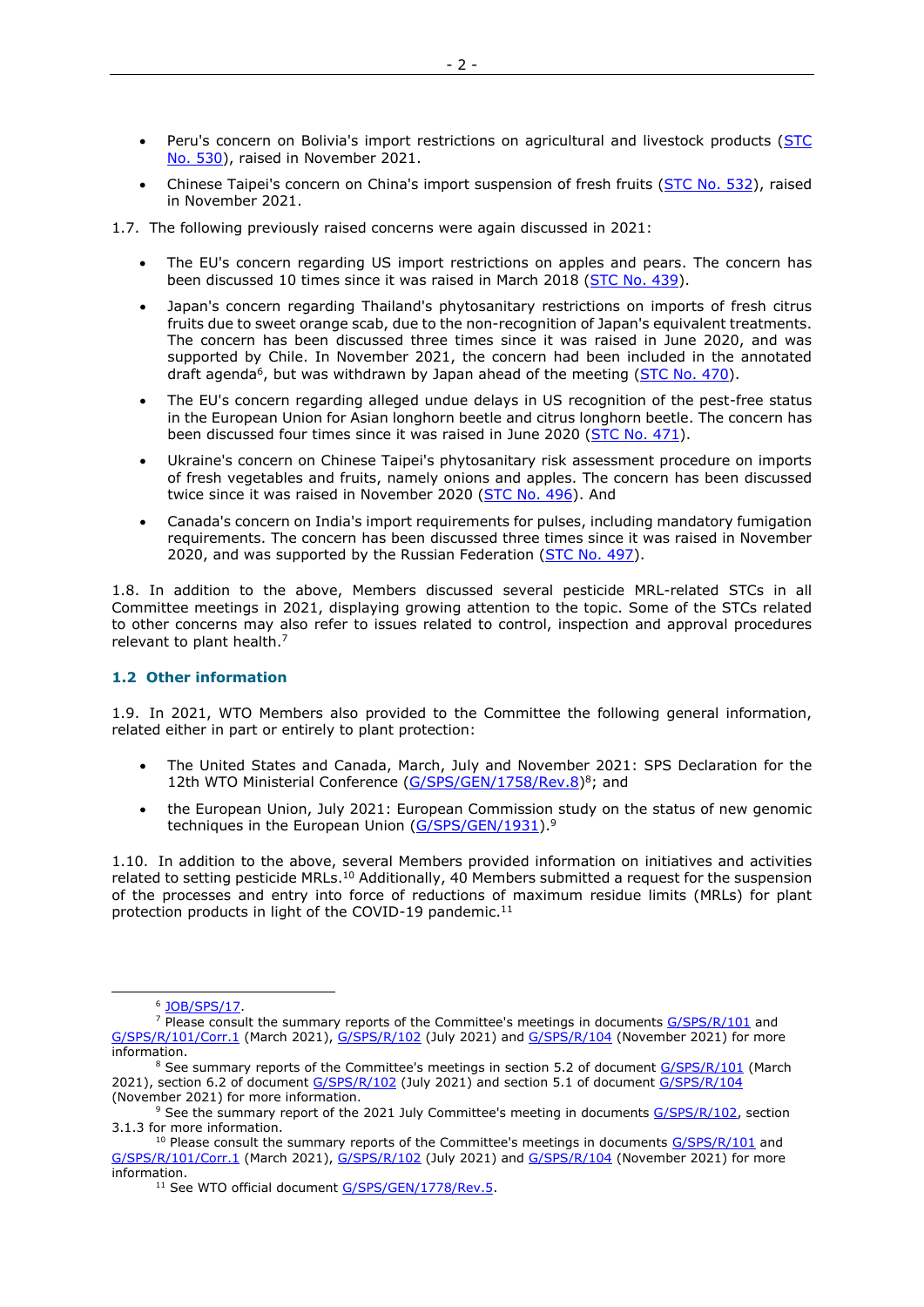- Peru's concern on Bolivia's import restrictions on agricultural and livestock products (STC No. 530), raised in November 2021.
- Chinese Taipei's concern on China's import suspension of fresh fruits (STC No. 532), raised in November 2021.

1.7. The following previously raised concerns were again discussed in 2021:

- The EU's concern regarding US import restrictions on apples and pears. The concern has been discussed 10 times since it was raised in March 2018 (STC No. 439).
- Japan's concern regarding Thailand's phytosanitary restrictions on imports of fresh citrus fruits due to sweet orange scab, due to the non-recognition of Japan's equivalent treatments. The concern has been discussed three times since it was raised in June 2020, and was supported by Chile. In November 2021, the concern had been included in the annotated draft agenda[6], but was withdrawn by Japan ahead of the meeting (STC No. 470).
- The EU's concern regarding alleged undue delays in US recognition of the pest-free status in the European Union for Asian longhorn beetle and citrus longhorn beetle. The concern has been discussed four times since it was raised in June 2020 (STC No. 471).
- Ukraine's concern on Chinese Taipei's phytosanitary risk assessment procedure on imports of fresh vegetables and fruits, namely onions and apples. The concern has been discussed twice since it was raised in November 2020 (STC No. 496). And
- Canada's concern on India's import requirements for pulses, including mandatory fumigation requirements. The concern has been discussed three times since it was raised in November 2020, and was supported by the Russian Federation (STC No. 497).

1.8. In addition to the above, Members discussed several pesticide MRL-related STCs in all Committee meetings in 2021, displaying growing attention to the topic. Some of the STCs related to other concerns may also refer to issues related to control, inspection and approval procedures relevant to plant health.[7]

### 1.2 Other information

1.9. In 2021, WTO Members also provided to the Committee the following general information, related either in part or entirely to plant protection:

- The United States and Canada, March, July and November 2021: SPS Declaration for the 12th WTO Ministerial Conference (G/SPS/GEN/1758/Rev.8)[8]; and
- the European Union, July 2021: European Commission study on the status of new genomic techniques in the European Union (G/SPS/GEN/1931).[9]

1.10. In addition to the above, several Members provided information on initiatives and activities related to setting pesticide MRLs.[10] Additionally, 40 Members submitted a request for the suspension of the processes and entry into force of reductions of maximum residue limits (MRLs) for plant protection products in light of the COVID-19 pandemic.[11]

---

[6] JOB/SPS/17.

[7] Please consult the summary reports of the Committee's meetings in documents G/SPS/R/101 and G/SPS/R/101/Corr.1 (March 2021), G/SPS/R/102 (July 2021) and G/SPS/R/104 (November 2021) for more information.

[8] See summary reports of the Committee's meetings in section 5.2 of document G/SPS/R/101 (March 2021), section 6.2 of document G/SPS/R/102 (July 2021) and section 5.1 of document G/SPS/R/104 (November 2021) for more information.

[9] See the summary report of the 2021 July Committee's meeting in documents G/SPS/R/102, section 3.1.3 for more information.

[10] Please consult the summary reports of the Committee's meetings in documents G/SPS/R/101 and G/SPS/R/101/Corr.1 (March 2021), G/SPS/R/102 (July 2021) and G/SPS/R/104 (November 2021) for more information.

[11] See WTO official document G/SPS/GEN/1778/Rev.5.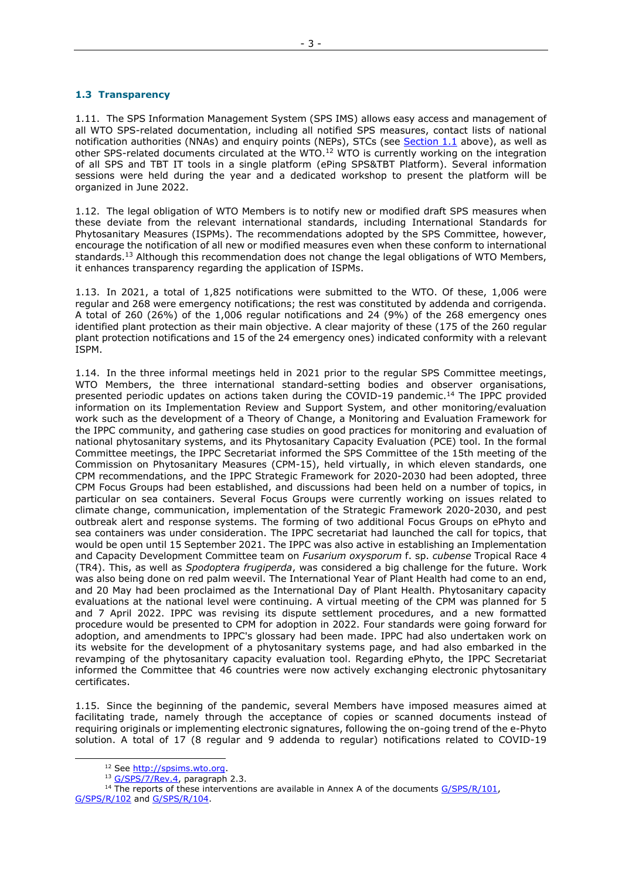## 1.3 Transparency

1.11. The SPS Information Management System (SPS IMS) allows easy access and management of all WTO SPS-related documentation, including all notified SPS measures, contact lists of national notification authorities (NNAs) and enquiry points (NEPs), STCs (see Section 1.1 above), as well as other SPS-related documents circulated at the WTO.[12] WTO is currently working on the integration of all SPS and TBT IT tools in a single platform (ePing SPS&TBT Platform). Several information sessions were held during the year and a dedicated workshop to present the platform will be organized in June 2022.

1.12. The legal obligation of WTO Members is to notify new or modified draft SPS measures when these deviate from the relevant international standards, including International Standards for Phytosanitary Measures (ISPMs). The recommendations adopted by the SPS Committee, however, encourage the notification of all new or modified measures even when these conform to international standards.[13] Although this recommendation does not change the legal obligations of WTO Members, it enhances transparency regarding the application of ISPMs.

1.13. In 2021, a total of 1,825 notifications were submitted to the WTO. Of these, 1,006 were regular and 268 were emergency notifications; the rest was constituted by addenda and corrigenda. A total of 260 (26%) of the 1,006 regular notifications and 24 (9%) of the 268 emergency ones identified plant protection as their main objective. A clear majority of these (175 of the 260 regular plant protection notifications and 15 of the 24 emergency ones) indicated conformity with a relevant ISPM.

1.14. In the three informal meetings held in 2021 prior to the regular SPS Committee meetings, WTO Members, the three international standard-setting bodies and observer organisations, presented periodic updates on actions taken during the COVID-19 pandemic.[14] The IPPC provided information on its Implementation Review and Support System, and other monitoring/evaluation work such as the development of a Theory of Change, a Monitoring and Evaluation Framework for the IPPC community, and gathering case studies on good practices for monitoring and evaluation of national phytosanitary systems, and its Phytosanitary Capacity Evaluation (PCE) tool. In the formal Committee meetings, the IPPC Secretariat informed the SPS Committee of the 15th meeting of the Commission on Phytosanitary Measures (CPM-15), held virtually, in which eleven standards, one CPM recommendations, and the IPPC Strategic Framework for 2020-2030 had been adopted, three CPM Focus Groups had been established, and discussions had been held on a number of topics, in particular on sea containers. Several Focus Groups were currently working on issues related to climate change, communication, implementation of the Strategic Framework 2020-2030, and pest outbreak alert and response systems. The forming of two additional Focus Groups on ePhyto and sea containers was under consideration. The IPPC secretariat had launched the call for topics, that would be open until 15 September 2021. The IPPC was also active in establishing an Implementation and Capacity Development Committee team on *Fusarium oxysporum* f. sp. *cubense* Tropical Race 4 (TR4). This, as well as *Spodoptera frugiperda*, was considered a big challenge for the future. Work was also being done on red palm weevil. The International Year of Plant Health had come to an end, and 20 May had been proclaimed as the International Day of Plant Health. Phytosanitary capacity evaluations at the national level were continuing. A virtual meeting of the CPM was planned for 5 and 7 April 2022. IPPC was revising its dispute settlement procedures, and a new formatted procedure would be presented to CPM for adoption in 2022. Four standards were going forward for adoption, and amendments to IPPC's glossary had been made. IPPC had also undertaken work on its website for the development of a phytosanitary systems page, and had also embarked in the revamping of the phytosanitary capacity evaluation tool. Regarding ePhyto, the IPPC Secretariat informed the Committee that 46 countries were now actively exchanging electronic phytosanitary certificates.

1.15. Since the beginning of the pandemic, several Members have imposed measures aimed at facilitating trade, namely through the acceptance of copies or scanned documents instead of requiring originals or implementing electronic signatures, following the on-going trend of the e-Phyto solution. A total of 17 (8 regular and 9 addenda to regular) notifications related to COVID-19

[12] See http://spsims.wto.org.

[13] G/SPS/7/Rev.4, paragraph 2.3.

[14] The reports of these interventions are available in Annex A of the documents G/SPS/R/101, G/SPS/R/102 and G/SPS/R/104.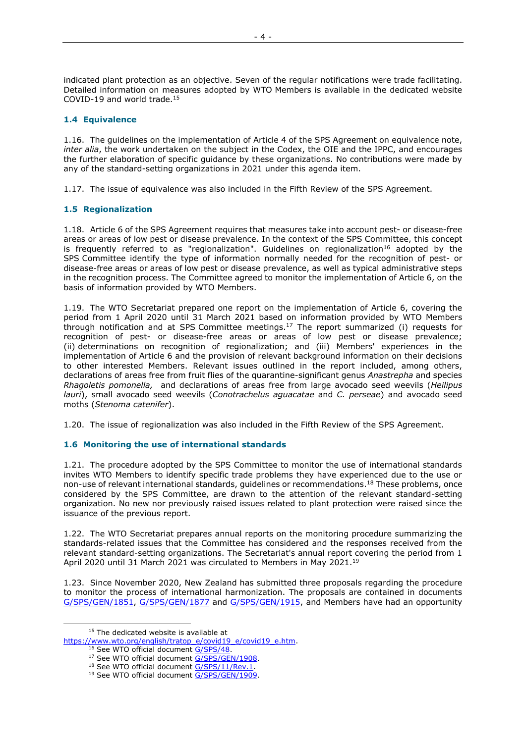indicated plant protection as an objective. Seven of the regular notifications were trade facilitating. Detailed information on measures adopted by WTO Members is available in the dedicated website COVID-19 and world trade.[15]

### 1.4 Equivalence

1.16. The guidelines on the implementation of Article 4 of the SPS Agreement on equivalence note, *inter alia*, the work undertaken on the subject in the Codex, the OIE and the IPPC, and encourages the further elaboration of specific guidance by these organizations. No contributions were made by any of the standard-setting organizations in 2021 under this agenda item.

1.17. The issue of equivalence was also included in the Fifth Review of the SPS Agreement.

### 1.5 Regionalization

1.18. Article 6 of the SPS Agreement requires that measures take into account pest- or disease-free areas or areas of low pest or disease prevalence. In the context of the SPS Committee, this concept is frequently referred to as "regionalization". Guidelines on regionalization[16] adopted by the SPS Committee identify the type of information normally needed for the recognition of pest- or disease-free areas or areas of low pest or disease prevalence, as well as typical administrative steps in the recognition process. The Committee agreed to monitor the implementation of Article 6, on the basis of information provided by WTO Members.

1.19. The WTO Secretariat prepared one report on the implementation of Article 6, covering the period from 1 April 2020 until 31 March 2021 based on information provided by WTO Members through notification and at SPS Committee meetings.[17] The report summarized (i) requests for recognition of pest- or disease-free areas or areas of low pest or disease prevalence; (ii) determinations on recognition of regionalization; and (iii) Members' experiences in the implementation of Article 6 and the provision of relevant background information on their decisions to other interested Members. Relevant issues outlined in the report included, among others, declarations of areas free from fruit flies of the quarantine-significant genus *Anastrepha* and species *Rhagoletis pomonella,* and declarations of areas free from large avocado seed weevils (*Heilipus lauri*), small avocado seed weevils (*Conotrachelus aguacatae* and *C. perseae*) and avocado seed moths (*Stenoma catenifer*).

1.20. The issue of regionalization was also included in the Fifth Review of the SPS Agreement.

### 1.6 Monitoring the use of international standards

1.21. The procedure adopted by the SPS Committee to monitor the use of international standards invites WTO Members to identify specific trade problems they have experienced due to the use or non-use of relevant international standards, guidelines or recommendations.[18] These problems, once considered by the SPS Committee, are drawn to the attention of the relevant standard-setting organization. No new nor previously raised issues related to plant protection were raised since the issuance of the previous report.

1.22. The WTO Secretariat prepares annual reports on the monitoring procedure summarizing the standards-related issues that the Committee has considered and the responses received from the relevant standard-setting organizations. The Secretariat's annual report covering the period from 1 April 2020 until 31 March 2021 was circulated to Members in May 2021.[19]

1.23. Since November 2020, New Zealand has submitted three proposals regarding the procedure to monitor the process of international harmonization. The proposals are contained in documents G/SPS/GEN/1851, G/SPS/GEN/1877 and G/SPS/GEN/1915, and Members have had an opportunity

---

[15] The dedicated website is available at https://www.wto.org/english/tratop_e/covid19_e/covid19_e.htm.

[16] See WTO official document G/SPS/48.

[17] See WTO official document G/SPS/GEN/1908.

[18] See WTO official document G/SPS/11/Rev.1.

[19] See WTO official document G/SPS/GEN/1909.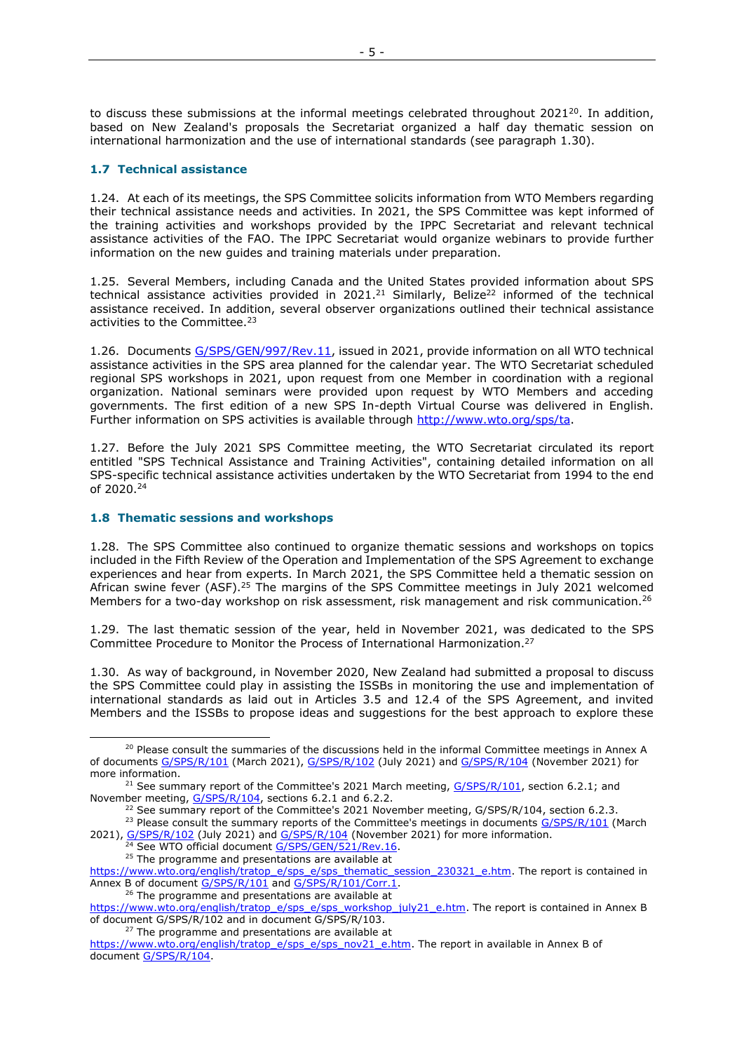to discuss these submissions at the informal meetings celebrated throughout 2021[20]. In addition, based on New Zealand's proposals the Secretariat organized a half day thematic session on international harmonization and the use of international standards (see paragraph 1.30).

### 1.7 Technical assistance

1.24. At each of its meetings, the SPS Committee solicits information from WTO Members regarding their technical assistance needs and activities. In 2021, the SPS Committee was kept informed of the training activities and workshops provided by the IPPC Secretariat and relevant technical assistance activities of the FAO. The IPPC Secretariat would organize webinars to provide further information on the new guides and training materials under preparation.

1.25. Several Members, including Canada and the United States provided information about SPS technical assistance activities provided in 2021.[21] Similarly, Belize[22] informed of the technical assistance received. In addition, several observer organizations outlined their technical assistance activities to the Committee.[23]

1.26. Documents G/SPS/GEN/997/Rev.11, issued in 2021, provide information on all WTO technical assistance activities in the SPS area planned for the calendar year. The WTO Secretariat scheduled regional SPS workshops in 2021, upon request from one Member in coordination with a regional organization. National seminars were provided upon request by WTO Members and acceding governments. The first edition of a new SPS In-depth Virtual Course was delivered in English. Further information on SPS activities is available through http://www.wto.org/sps/ta.

1.27. Before the July 2021 SPS Committee meeting, the WTO Secretariat circulated its report entitled "SPS Technical Assistance and Training Activities", containing detailed information on all SPS-specific technical assistance activities undertaken by the WTO Secretariat from 1994 to the end of 2020.[24]

### 1.8 Thematic sessions and workshops

1.28. The SPS Committee also continued to organize thematic sessions and workshops on topics included in the Fifth Review of the Operation and Implementation of the SPS Agreement to exchange experiences and hear from experts. In March 2021, the SPS Committee held a thematic session on African swine fever (ASF).[25] The margins of the SPS Committee meetings in July 2021 welcomed Members for a two-day workshop on risk assessment, risk management and risk communication.[26]

1.29. The last thematic session of the year, held in November 2021, was dedicated to the SPS Committee Procedure to Monitor the Process of International Harmonization.[27]

1.30. As way of background, in November 2020, New Zealand had submitted a proposal to discuss the SPS Committee could play in assisting the ISSBs in monitoring the use and implementation of international standards as laid out in Articles 3.5 and 12.4 of the SPS Agreement, and invited Members and the ISSBs to propose ideas and suggestions for the best approach to explore these

---

[20] Please consult the summaries of the discussions held in the informal Committee meetings in Annex A of documents G/SPS/R/101 (March 2021), G/SPS/R/102 (July 2021) and G/SPS/R/104 (November 2021) for more information.

[21] See summary report of the Committee's 2021 March meeting, G/SPS/R/101, section 6.2.1; and November meeting, G/SPS/R/104, sections 6.2.1 and 6.2.2.

[22] See summary report of the Committee's 2021 November meeting, G/SPS/R/104, section 6.2.3.

[23] Please consult the summary reports of the Committee's meetings in documents G/SPS/R/101 (March 2021), G/SPS/R/102 (July 2021) and G/SPS/R/104 (November 2021) for more information.

[24] See WTO official document G/SPS/GEN/521/Rev.16.

[25] The programme and presentations are available at https://www.wto.org/english/tratop_e/sps_e/sps_thematic_session_230321_e.htm. The report is contained in Annex B of document G/SPS/R/101 and G/SPS/R/101/Corr.1.

[26] The programme and presentations are available at https://www.wto.org/english/tratop_e/sps_e/sps_workshop_july21_e.htm. The report is contained in Annex B of document G/SPS/R/102 and in document G/SPS/R/103.

[27] The programme and presentations are available at https://www.wto.org/english/tratop_e/sps_e/sps_nov21_e.htm. The report in available in Annex B of document G/SPS/R/104.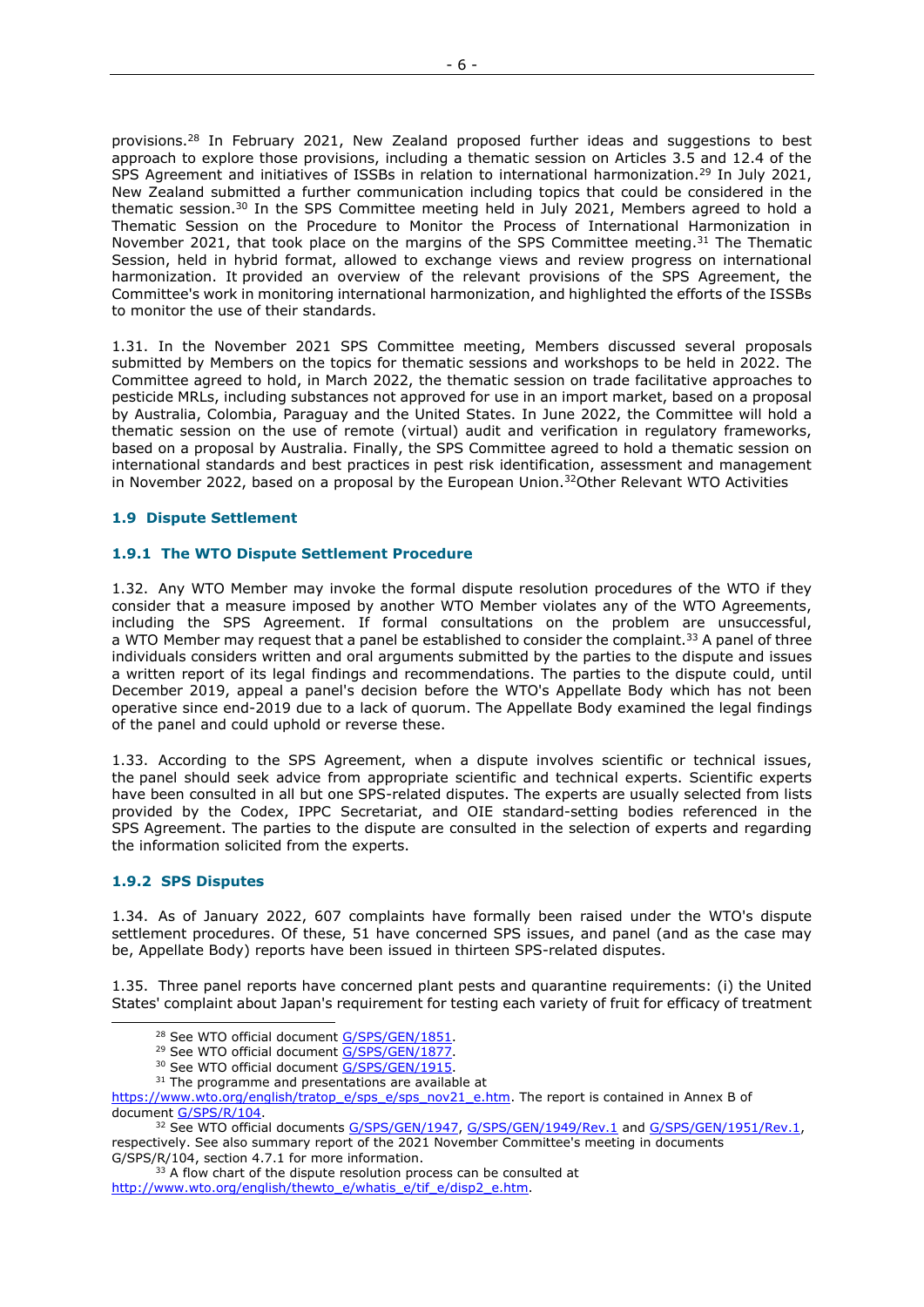provisions.[28] In February 2021, New Zealand proposed further ideas and suggestions to best approach to explore those provisions, including a thematic session on Articles 3.5 and 12.4 of the SPS Agreement and initiatives of ISSBs in relation to international harmonization.[29] In July 2021, New Zealand submitted a further communication including topics that could be considered in the thematic session.[30] In the SPS Committee meeting held in July 2021, Members agreed to hold a Thematic Session on the Procedure to Monitor the Process of International Harmonization in November 2021, that took place on the margins of the SPS Committee meeting.[31] The Thematic Session, held in hybrid format, allowed to exchange views and review progress on international harmonization. It provided an overview of the relevant provisions of the SPS Agreement, the Committee's work in monitoring international harmonization, and highlighted the efforts of the ISSBs to monitor the use of their standards.

1.31. In the November 2021 SPS Committee meeting, Members discussed several proposals submitted by Members on the topics for thematic sessions and workshops to be held in 2022. The Committee agreed to hold, in March 2022, the thematic session on trade facilitative approaches to pesticide MRLs, including substances not approved for use in an import market, based on a proposal by Australia, Colombia, Paraguay and the United States. In June 2022, the Committee will hold a thematic session on the use of remote (virtual) audit and verification in regulatory frameworks, based on a proposal by Australia. Finally, the SPS Committee agreed to hold a thematic session on international standards and best practices in pest risk identification, assessment and management in November 2022, based on a proposal by the European Union.[32]Other Relevant WTO Activities

### 1.9 Dispute Settlement

#### 1.9.1 The WTO Dispute Settlement Procedure

1.32. Any WTO Member may invoke the formal dispute resolution procedures of the WTO if they consider that a measure imposed by another WTO Member violates any of the WTO Agreements, including the SPS Agreement. If formal consultations on the problem are unsuccessful, a WTO Member may request that a panel be established to consider the complaint.[33] A panel of three individuals considers written and oral arguments submitted by the parties to the dispute and issues a written report of its legal findings and recommendations. The parties to the dispute could, until December 2019, appeal a panel's decision before the WTO's Appellate Body which has not been operative since end-2019 due to a lack of quorum. The Appellate Body examined the legal findings of the panel and could uphold or reverse these.

1.33. According to the SPS Agreement, when a dispute involves scientific or technical issues, the panel should seek advice from appropriate scientific and technical experts. Scientific experts have been consulted in all but one SPS-related disputes. The experts are usually selected from lists provided by the Codex, IPPC Secretariat, and OIE standard-setting bodies referenced in the SPS Agreement. The parties to the dispute are consulted in the selection of experts and regarding the information solicited from the experts.

#### 1.9.2 SPS Disputes

1.34. As of January 2022, 607 complaints have formally been raised under the WTO's dispute settlement procedures. Of these, 51 have concerned SPS issues, and panel (and as the case may be, Appellate Body) reports have been issued in thirteen SPS-related disputes.

1.35. Three panel reports have concerned plant pests and quarantine requirements: (i) the United States' complaint about Japan's requirement for testing each variety of fruit for efficacy of treatment

---

[28] See WTO official document G/SPS/GEN/1851.

[29] See WTO official document G/SPS/GEN/1877.

[30] See WTO official document G/SPS/GEN/1915.

[31] The programme and presentations are available at https://www.wto.org/english/tratop_e/sps_e/sps_nov21_e.htm. The report is contained in Annex B of document G/SPS/R/104.

[32] See WTO official documents G/SPS/GEN/1947, G/SPS/GEN/1949/Rev.1 and G/SPS/GEN/1951/Rev.1, respectively. See also summary report of the 2021 November Committee's meeting in documents G/SPS/R/104, section 4.7.1 for more information.

[33] A flow chart of the dispute resolution process can be consulted at http://www.wto.org/english/thewto_e/whatis_e/tif_e/disp2_e.htm.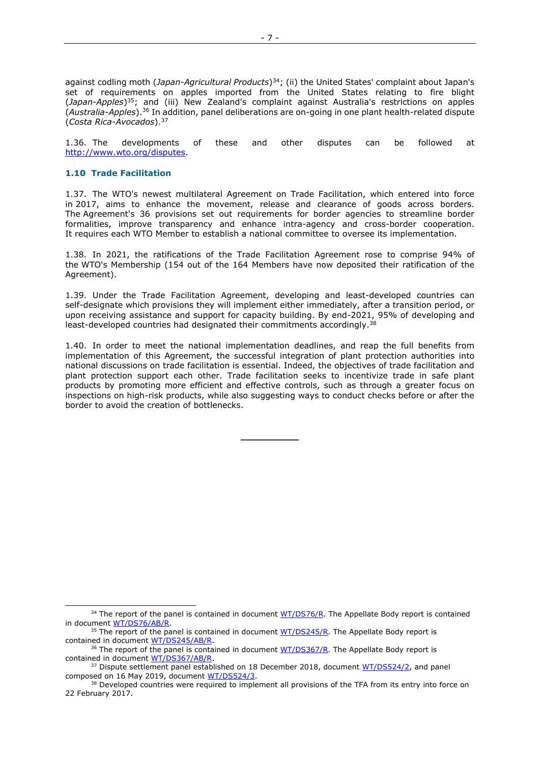against codling moth (*Japan-Agricultural Products*)[34]; (ii) the United States' complaint about Japan's set of requirements on apples imported from the United States relating to fire blight (*Japan-Apples*)[35]; and (iii) New Zealand's complaint against Australia's restrictions on apples (*Australia-Apples*).[36] In addition, panel deliberations are on-going in one plant health-related dispute (*Costa Rica-Avocados*).[37]

1.36. The developments of these and other disputes can be followed at http://www.wto.org/disputes.

### 1.10 Trade Facilitation

1.37. The WTO's newest multilateral Agreement on Trade Facilitation, which entered into force in 2017, aims to enhance the movement, release and clearance of goods across borders. The Agreement's 36 provisions set out requirements for border agencies to streamline border formalities, improve transparency and enhance intra-agency and cross-border cooperation. It requires each WTO Member to establish a national committee to oversee its implementation.

1.38. In 2021, the ratifications of the Trade Facilitation Agreement rose to comprise 94% of the WTO's Membership (154 out of the 164 Members have now deposited their ratification of the Agreement).

1.39. Under the Trade Facilitation Agreement, developing and least-developed countries can self-designate which provisions they will implement either immediately, after a transition period, or upon receiving assistance and support for capacity building. By end-2021, 95% of developing and least-developed countries had designated their commitments accordingly.[38]

1.40. In order to meet the national implementation deadlines, and reap the full benefits from implementation of this Agreement, the successful integration of plant protection authorities into national discussions on trade facilitation is essential. Indeed, the objectives of trade facilitation and plant protection support each other. Trade facilitation seeks to incentivize trade in safe plant products by promoting more efficient and effective controls, such as through a greater focus on inspections on high-risk products, while also suggesting ways to conduct checks before or after the border to avoid the creation of bottlenecks.

---

[34] The report of the panel is contained in document WT/DS76/R. The Appellate Body report is contained in document WT/DS76/AB/R.

[35] The report of the panel is contained in document WT/DS245/R. The Appellate Body report is contained in document WT/DS245/AB/R.

[36] The report of the panel is contained in document WT/DS367/R. The Appellate Body report is contained in document WT/DS367/AB/R.

[37] Dispute settlement panel established on 18 December 2018, document WT/DS524/2, and panel composed on 16 May 2019, document WT/DS524/3.

[38] Developed countries were required to implement all provisions of the TFA from its entry into force on 22 February 2017.